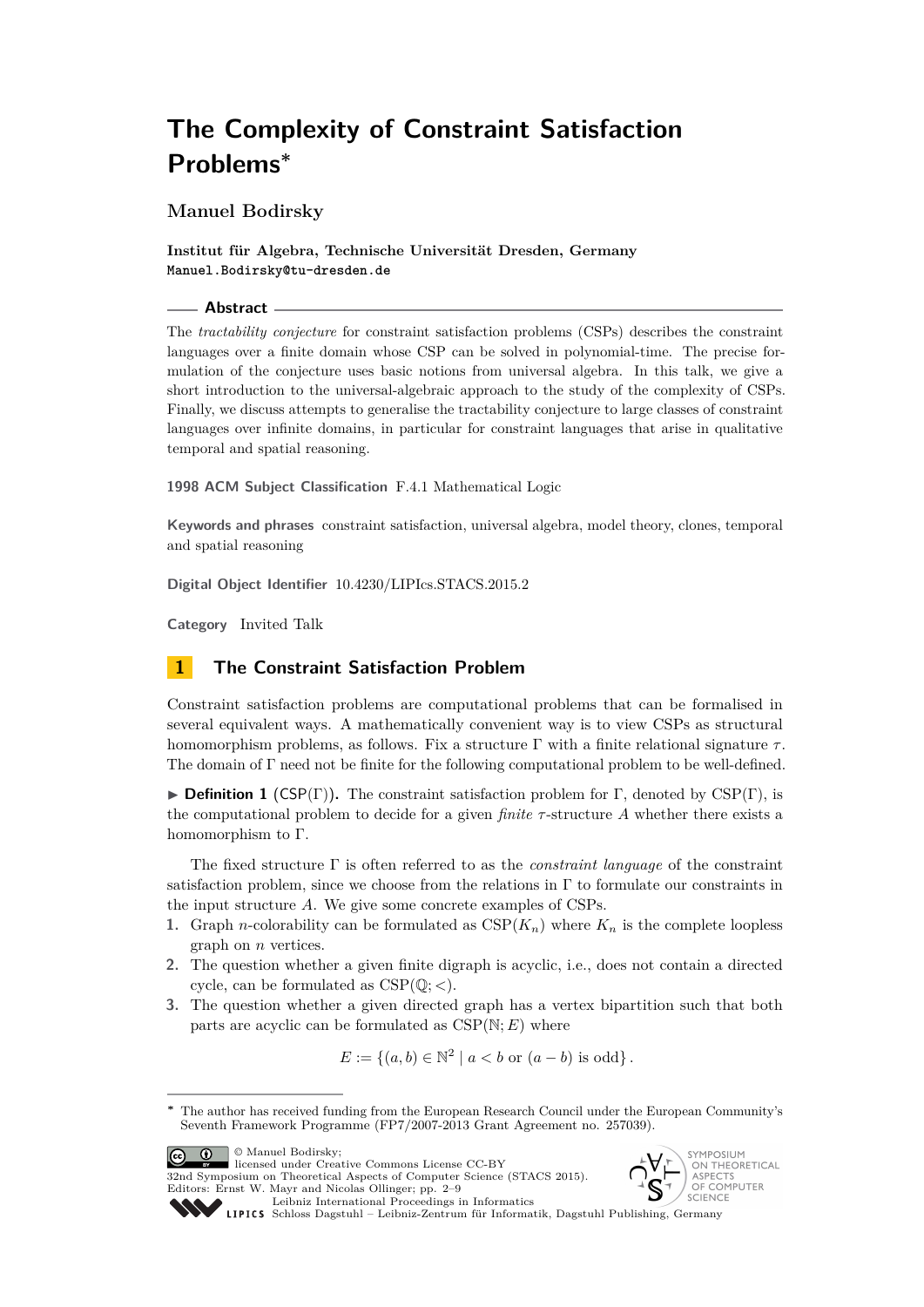# The Complexity of Constraint Satisfaction Problems*

**Manuel Bodirsky**

**Institut für Algebra, Technische Universität Dresden, Germany**
Manuel.Bodirsky@tu-dresden.de

## Abstract

The *tractability conjecture* for constraint satisfaction problems (CSPs) describes the constraint languages over a finite domain whose CSP can be solved in polynomial-time. The precise formulation of the conjecture uses basic notions from universal algebra. In this talk, we give a short introduction to the universal-algebraic approach to the study of the complexity of CSPs. Finally, we discuss attempts to generalise the tractability conjecture to large classes of constraint languages over infinite domains, in particular for constraint languages that arise in qualitative temporal and spatial reasoning.

**1998 ACM Subject Classification** F.4.1 Mathematical Logic

**Keywords and phrases** constraint satisfaction, universal algebra, model theory, clones, temporal and spatial reasoning

**Digital Object Identifier** 10.4230/LIPIcs.STACS.2015.2

**Category** Invited Talk

## 1 The Constraint Satisfaction Problem

Constraint satisfaction problems are computational problems that can be formalised in several equivalent ways. A mathematically convenient way is to view CSPs as structural homomorphism problems, as follows. Fix a structure $\Gamma$ with a finite relational signature $\tau$. The domain of $\Gamma$ need not be finite for the following computational problem to be well-defined.

▶ **Definition 1** (CSP($\Gamma$)). The constraint satisfaction problem for $\Gamma$, denoted by $\mathrm{CSP}(\Gamma)$, is the computational problem to decide for a given *finite* $\tau$-structure $A$ whether there exists a homomorphism to $\Gamma$.

The fixed structure $\Gamma$ is often referred to as the *constraint language* of the constraint satisfaction problem, since we choose from the relations in $\Gamma$ to formulate our constraints in the input structure $A$. We give some concrete examples of CSPs.

1. Graph $n$-colorability can be formulated as $\mathrm{CSP}(K_n)$ where $K_n$ is the complete loopless graph on $n$ vertices.
2. The question whether a given finite digraph is acyclic, i.e., does not contain a directed cycle, can be formulated as $\mathrm{CSP}(\mathbb{Q}; <)$.
3. The question whether a given directed graph has a vertex bipartition such that both parts are acyclic can be formulated as $\mathrm{CSP}(\mathbb{N}; E)$ where

$$E := \{(a, b) \in \mathbb{N}^2 \mid a < b \text{ or } (a - b) \text{ is odd}\}.$$

* The author has received funding from the European Research Council under the European Community's Seventh Framework Programme (FP7/2007-2013 Grant Agreement no. 257039).

© Manuel Bodirsky; licensed under Creative Commons License CC-BY
32nd Symposium on Theoretical Aspects of Computer Science (STACS 2015).
Editors: Ernst W. Mayr and Nicolas Ollinger; pp. 2–9
Leibniz International Proceedings in Informatics
Schloss Dagstuhl – Leibniz-Zentrum für Informatik, Dagstuhl Publishing, Germany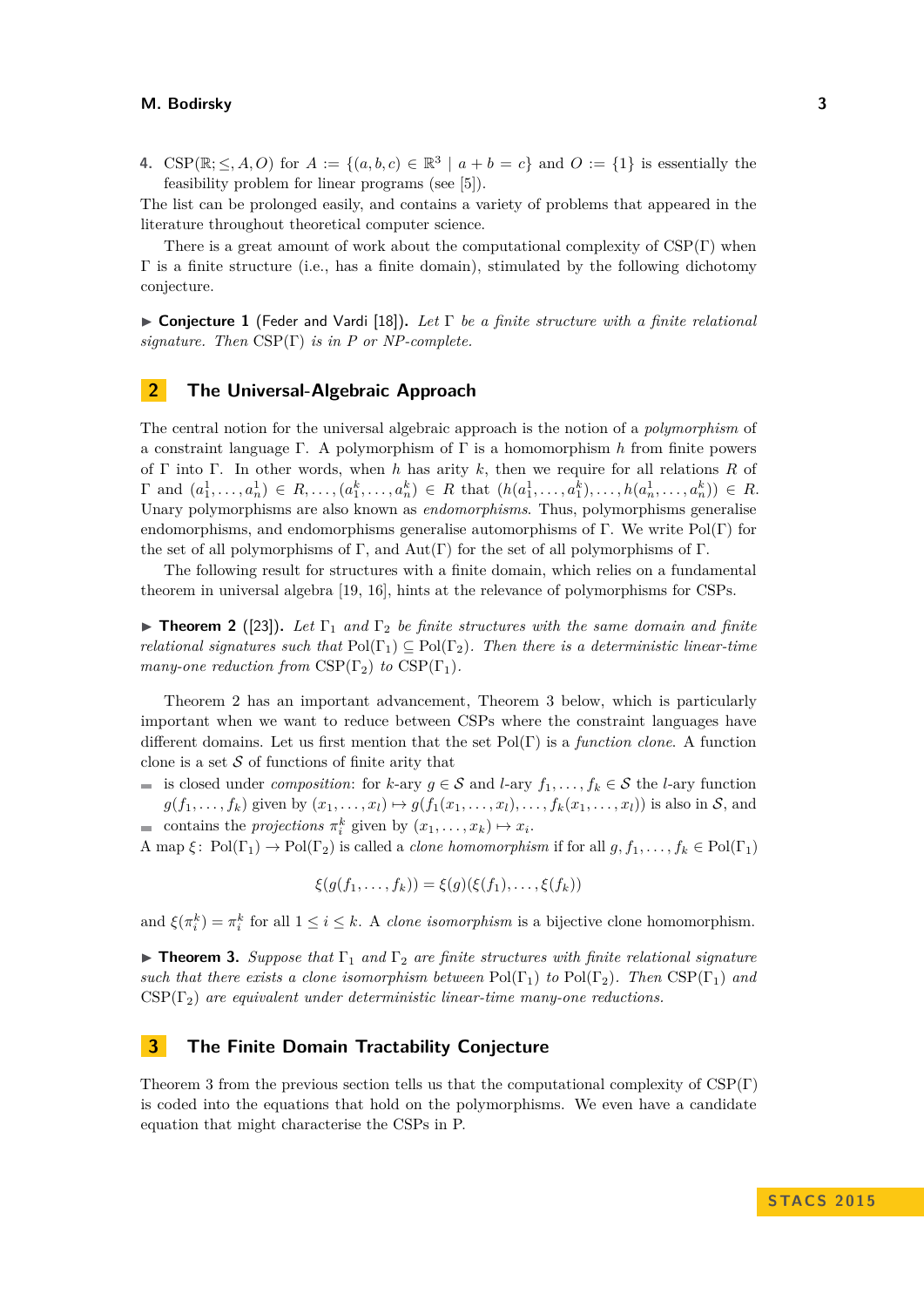4. $\mathrm{CSP}(\mathbb{R}; \leq, A, O)$ for $A := \{(a,b,c) \in \mathbb{R}^3 \mid a + b = c\}$ and $O := \{1\}$ is essentially the feasibility problem for linear programs (see [5]).

The list can be prolonged easily, and contains a variety of problems that appeared in the literature throughout theoretical computer science.

There is a great amount of work about the computational complexity of $\mathrm{CSP}(\Gamma)$ when $\Gamma$ is a finite structure (i.e., has a finite domain), stimulated by the following dichotomy conjecture.

▶ **Conjecture 1** (Feder and Vardi [18])**.** *Let $\Gamma$ be a finite structure with a finite relational signature. Then $\mathrm{CSP}(\Gamma)$ is in P or NP-complete.*

## 2 The Universal-Algebraic Approach

The central notion for the universal algebraic approach is the notion of a *polymorphism* of a constraint language $\Gamma$. A polymorphism of $\Gamma$ is a homomorphism $h$ from finite powers of $\Gamma$ into $\Gamma$. In other words, when $h$ has arity $k$, then we require for all relations $R$ of $\Gamma$ and $(a^1_1, \dots, a^1_n) \in R, \dots, (a^k_1, \dots, a^k_n) \in R$ that $(h(a^1_1, \dots, a^k_1), \dots, h(a^1_n, \dots, a^k_n)) \in R$. Unary polymorphisms are also known as *endomorphisms*. Thus, polymorphisms generalise endomorphisms, and endomorphisms generalise automorphisms of $\Gamma$. We write $\mathrm{Pol}(\Gamma)$ for the set of all polymorphisms of $\Gamma$, and $\mathrm{Aut}(\Gamma)$ for the set of all polymorphisms of $\Gamma$.

The following result for structures with a finite domain, which relies on a fundamental theorem in universal algebra [19, 16], hints at the relevance of polymorphisms for CSPs.

▶ **Theorem 2** ([23])**.** *Let $\Gamma_1$ and $\Gamma_2$ be finite structures with the same domain and finite relational signatures such that $\mathrm{Pol}(\Gamma_1) \subseteq \mathrm{Pol}(\Gamma_2)$. Then there is a deterministic linear-time many-one reduction from $\mathrm{CSP}(\Gamma_2)$ to $\mathrm{CSP}(\Gamma_1)$.*

Theorem 2 has an important advancement, Theorem 3 below, which is particularly important when we want to reduce between CSPs where the constraint languages have different domains. Let us first mention that the set $\mathrm{Pol}(\Gamma)$ is a *function clone*. A function clone is a set $\mathcal{S}$ of functions of finite arity that

- is closed under *composition*: for $k$-ary $g \in \mathcal{S}$ and $l$-ary $f_1, \dots, f_k \in \mathcal{S}$ the $l$-ary function $g(f_1, \dots, f_k)$ given by $(x_1, \dots, x_l) \mapsto g(f_1(x_1, \dots, x_l), \dots, f_k(x_1, \dots, x_l))$ is also in $\mathcal{S}$, and
- contains the *projections* $\pi^k_i$ given by $(x_1, \dots, x_k) \mapsto x_i$.

A map $\xi\colon \mathrm{Pol}(\Gamma_1) \to \mathrm{Pol}(\Gamma_2)$ is called a *clone homomorphism* if for all $g, f_1, \dots, f_k \in \mathrm{Pol}(\Gamma_1)$

$$\xi(g(f_1, \dots, f_k)) = \xi(g)(\xi(f_1), \dots, \xi(f_k))$$

and $\xi(\pi^k_i) = \pi^k_i$ for all $1 \leq i \leq k$. A *clone isomorphism* is a bijective clone homomorphism.

▶ **Theorem 3.** *Suppose that $\Gamma_1$ and $\Gamma_2$ are finite structures with finite relational signature such that there exists a clone isomorphism between $\mathrm{Pol}(\Gamma_1)$ to $\mathrm{Pol}(\Gamma_2)$. Then $\mathrm{CSP}(\Gamma_1)$ and $\mathrm{CSP}(\Gamma_2)$ are equivalent under deterministic linear-time many-one reductions.*

## 3 The Finite Domain Tractability Conjecture

Theorem 3 from the previous section tells us that the computational complexity of $\mathrm{CSP}(\Gamma)$ is coded into the equations that hold on the polymorphisms. We even have a candidate equation that might characterise the CSPs in P.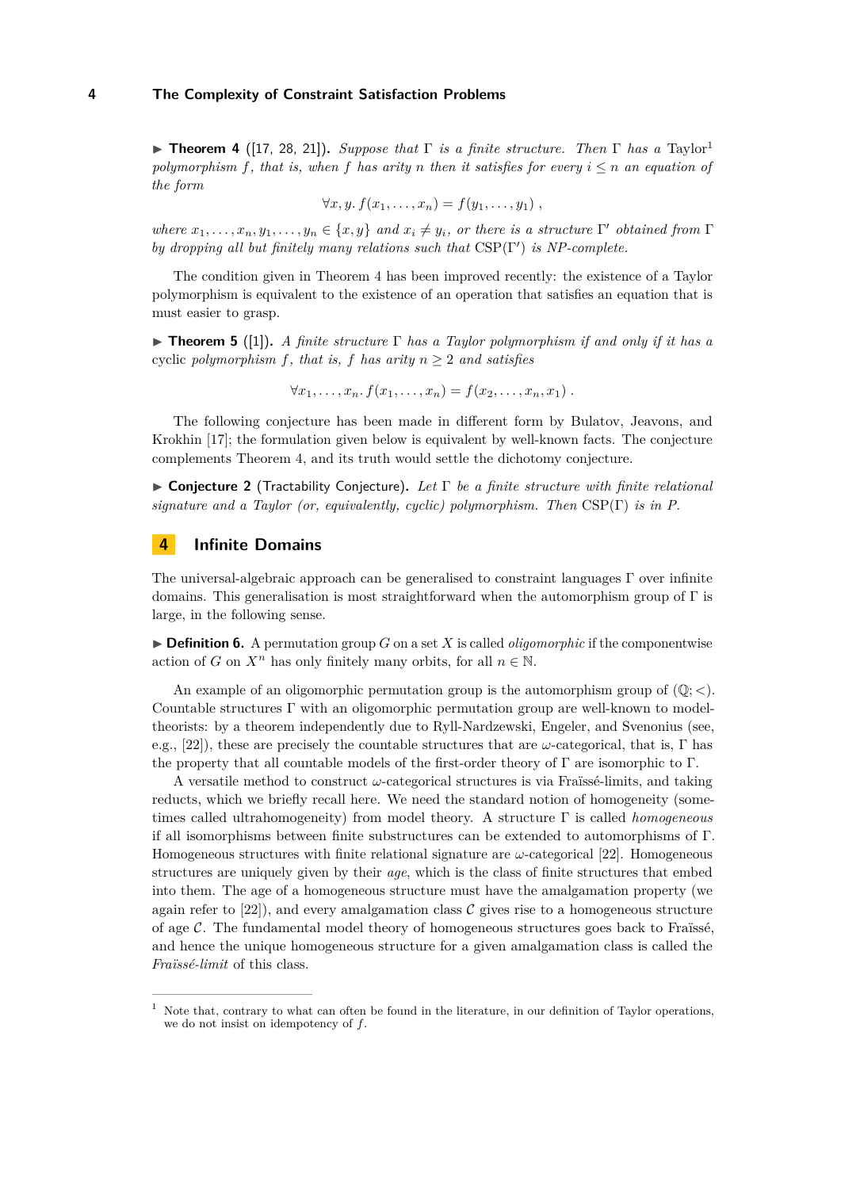▶ **Theorem 4** ([17, 28, 21]). *Suppose that $\Gamma$ is a finite structure. Then $\Gamma$ has a* Taylor[1] *polymorphism $f$, that is, when $f$ has arity $n$ then it satisfies for every $i \leq n$ an equation of the form*

$$\forall x, y.\, f(x_1, \ldots, x_n) = f(y_1, \ldots, y_1)\ ,$$

*where $x_1, \ldots, x_n, y_1, \ldots, y_n \in \{x, y\}$ and $x_i \neq y_i$, or there is a structure $\Gamma'$ obtained from $\Gamma$ by dropping all but finitely many relations such that $\mathrm{CSP}(\Gamma')$ is NP-complete.*

The condition given in Theorem 4 has been improved recently: the existence of a Taylor polymorphism is equivalent to the existence of an operation that satisfies an equation that is must easier to grasp.

▶ **Theorem 5** ([1]). *A finite structure $\Gamma$ has a Taylor polymorphism if and only if it has a* cyclic *polymorphism $f$, that is, $f$ has arity $n \geq 2$ and satisfies*

$$\forall x_1, \ldots, x_n.\, f(x_1, \ldots, x_n) = f(x_2, \ldots, x_n, x_1)\ .$$

The following conjecture has been made in different form by Bulatov, Jeavons, and Krokhin [17]; the formulation given below is equivalent by well-known facts. The conjecture complements Theorem 4, and its truth would settle the dichotomy conjecture.

▶ **Conjecture 2** (Tractability Conjecture). *Let $\Gamma$ be a finite structure with finite relational signature and a Taylor (or, equivalently, cyclic) polymorphism. Then $\mathrm{CSP}(\Gamma)$ is in P.*

## 4 Infinite Domains

The universal-algebraic approach can be generalised to constraint languages $\Gamma$ over infinite domains. This generalisation is most straightforward when the automorphism group of $\Gamma$ is large, in the following sense.

▶ **Definition 6.** A permutation group $G$ on a set $X$ is called *oligomorphic* if the componentwise action of $G$ on $X^n$ has only finitely many orbits, for all $n \in \mathbb{N}$.

An example of an oligomorphic permutation group is the automorphism group of $(\mathbb{Q}; <)$. Countable structures $\Gamma$ with an oligomorphic permutation group are well-known to model-theorists: by a theorem independently due to Ryll-Nardzewski, Engeler, and Svenonius (see, e.g., [22]), these are precisely the countable structures that are $\omega$-categorical, that is, $\Gamma$ has the property that all countable models of the first-order theory of $\Gamma$ are isomorphic to $\Gamma$.

A versatile method to construct $\omega$-categorical structures is via Fraïssé-limits, and taking reducts, which we briefly recall here. We need the standard notion of homogeneity (sometimes called ultrahomogeneity) from model theory. A structure $\Gamma$ is called *homogeneous* if all isomorphisms between finite substructures can be extended to automorphisms of $\Gamma$. Homogeneous structures with finite relational signature are $\omega$-categorical [22]. Homogeneous structures are uniquely given by their *age*, which is the class of finite structures that embed into them. The age of a homogeneous structure must have the amalgamation property (we again refer to [22]), and every amalgamation class $\mathcal{C}$ gives rise to a homogeneous structure of age $\mathcal{C}$. The fundamental model theory of homogeneous structures goes back to Fraïssé, and hence the unique homogeneous structure for a given amalgamation class is called the *Fraïssé-limit* of this class.

[1] Note that, contrary to what can often be found in the literature, in our definition of Taylor operations, we do not insist on idempotency of $f$.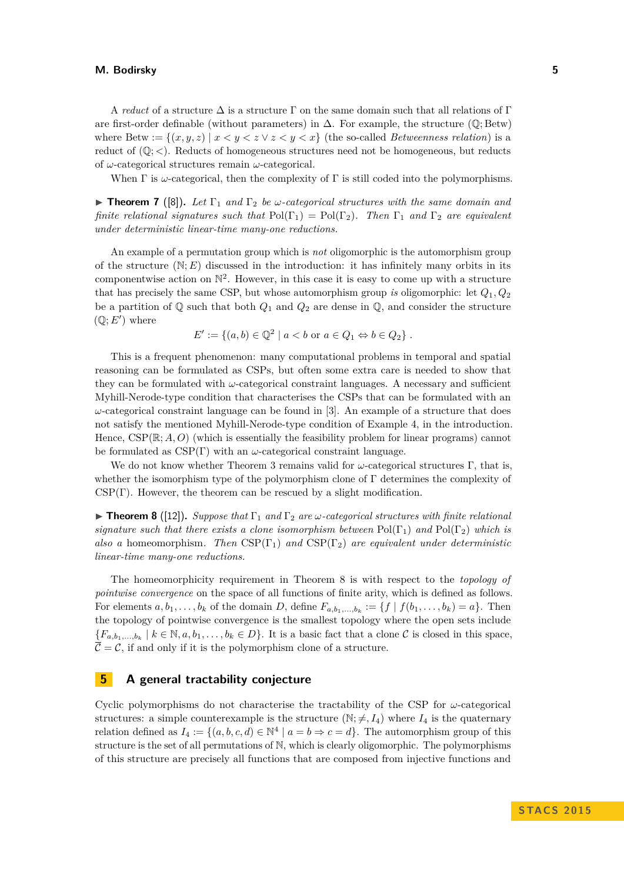A *reduct* of a structure $\Delta$ is a structure $\Gamma$ on the same domain such that all relations of $\Gamma$ are first-order definable (without parameters) in $\Delta$. For example, the structure $(\mathbb{Q}; \text{Betw})$ where $\text{Betw} := \{(x, y, z) \mid x < y < z \vee z < y < x\}$ (the so-called *Betweenness relation*) is a reduct of $(\mathbb{Q}; <)$. Reducts of homogeneous structures need not be homogeneous, but reducts of $\omega$-categorical structures remain $\omega$-categorical.

When $\Gamma$ is $\omega$-categorical, then the complexity of $\Gamma$ is still coded into the polymorphisms.

▶ **Theorem 7** ([8]). *Let $\Gamma_1$ and $\Gamma_2$ be $\omega$-categorical structures with the same domain and finite relational signatures such that $\text{Pol}(\Gamma_1) = \text{Pol}(\Gamma_2)$. Then $\Gamma_1$ and $\Gamma_2$ are equivalent under deterministic linear-time many-one reductions.*

An example of a permutation group which is *not* oligomorphic is the automorphism group of the structure $(\mathbb{N}; E)$ discussed in the introduction: it has infinitely many orbits in its componentwise action on $\mathbb{N}^2$. However, in this case it is easy to come up with a structure that has precisely the same CSP, but whose automorphism group *is* oligomorphic: let $Q_1, Q_2$ be a partition of $\mathbb{Q}$ such that both $Q_1$ and $Q_2$ are dense in $\mathbb{Q}$, and consider the structure $(\mathbb{Q}; E')$ where

$$E' := \{(a, b) \in \mathbb{Q}^2 \mid a < b \text{ or } a \in Q_1 \Leftrightarrow b \in Q_2\} .$$

This is a frequent phenomenon: many computational problems in temporal and spatial reasoning can be formulated as CSPs, but often some extra care is needed to show that they can be formulated with $\omega$-categorical constraint languages. A necessary and sufficient Myhill-Nerode-type condition that characterises the CSPs that can be formulated with an $\omega$-categorical constraint language can be found in [3]. An example of a structure that does not satisfy the mentioned Myhill-Nerode-type condition of Example 4, in the introduction. Hence, $\text{CSP}(\mathbb{R}; A, O)$ (which is essentially the feasibility problem for linear programs) cannot be formulated as $\text{CSP}(\Gamma)$ with an $\omega$-categorical constraint language.

We do not know whether Theorem 3 remains valid for $\omega$-categorical structures $\Gamma$, that is, whether the isomorphism type of the polymorphism clone of $\Gamma$ determines the complexity of $\text{CSP}(\Gamma)$. However, the theorem can be rescued by a slight modification.

▶ **Theorem 8** ([12]). *Suppose that $\Gamma_1$ and $\Gamma_2$ are $\omega$-categorical structures with finite relational signature such that there exists a clone isomorphism between $\text{Pol}(\Gamma_1)$ and $\text{Pol}(\Gamma_2)$ which is also a* homeomorphism*. Then $\text{CSP}(\Gamma_1)$ and $\text{CSP}(\Gamma_2)$ are equivalent under deterministic linear-time many-one reductions.*

The homeomorphicity requirement in Theorem 8 is with respect to the *topology of pointwise convergence* on the space of all functions of finite arity, which is defined as follows. For elements $a, b_1, \ldots, b_k$ of the domain $D$, define $F_{a,b_1,\ldots,b_k} := \{f \mid f(b_1, \ldots, b_k) = a\}$. Then the topology of pointwise convergence is the smallest topology where the open sets include $\{F_{a,b_1,\ldots,b_k} \mid k \in \mathbb{N}, a, b_1, \ldots, b_k \in D\}$. It is a basic fact that a clone $\mathcal{C}$ is closed in this space, $\overline{\mathcal{C}} = \mathcal{C}$, if and only if it is the polymorphism clone of a structure.

## 5 A general tractability conjecture

Cyclic polymorphisms do not characterise the tractability of the CSP for $\omega$-categorical structures: a simple counterexample is the structure $(\mathbb{N}; \neq, I_4)$ where $I_4$ is the quaternary relation defined as $I_4 := \{(a, b, c, d) \in \mathbb{N}^4 \mid a = b \Rightarrow c = d\}$. The automorphism group of this structure is the set of all permutations of $\mathbb{N}$, which is clearly oligomorphic. The polymorphisms of this structure are precisely all functions that are composed from injective functions and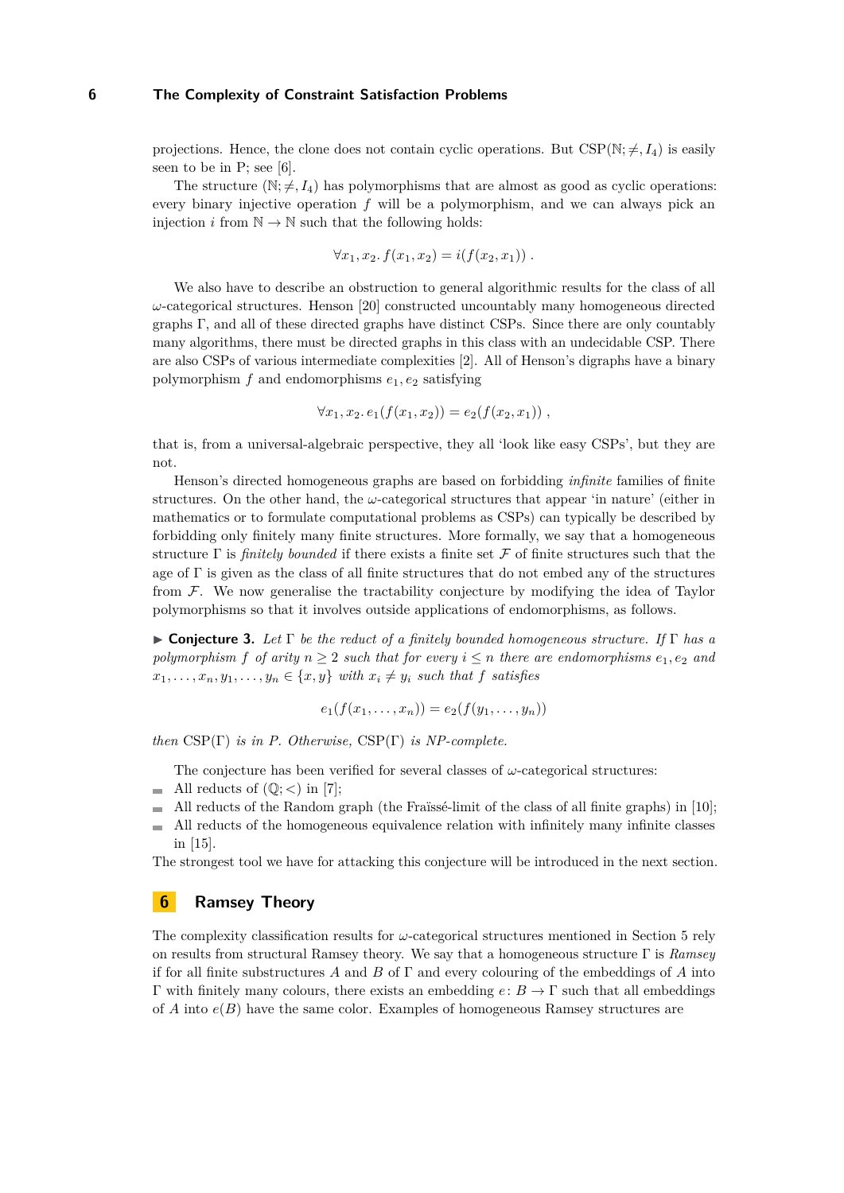projections. Hence, the clone does not contain cyclic operations. But $\mathrm{CSP}(\mathbb{N}; \neq, I_4)$ is easily seen to be in P; see [6].

The structure $(\mathbb{N}; \neq, I_4)$ has polymorphisms that are almost as good as cyclic operations: every binary injective operation $f$ will be a polymorphism, and we can always pick an injection $i$ from $\mathbb{N} \to \mathbb{N}$ such that the following holds:

$$\forall x_1, x_2.\, f(x_1, x_2) = i(f(x_2, x_1)) \,.$$

We also have to describe an obstruction to general algorithmic results for the class of all $\omega$-categorical structures. Henson [20] constructed uncountably many homogeneous directed graphs $\Gamma$, and all of these directed graphs have distinct CSPs. Since there are only countably many algorithms, there must be directed graphs in this class with an undecidable CSP. There are also CSPs of various intermediate complexities [2]. All of Henson's digraphs have a binary polymorphism $f$ and endomorphisms $e_1, e_2$ satisfying

$$\forall x_1, x_2.\, e_1(f(x_1, x_2)) = e_2(f(x_2, x_1)) \,,$$

that is, from a universal-algebraic perspective, they all 'look like easy CSPs', but they are not.

Henson's directed homogeneous graphs are based on forbidding *infinite* families of finite structures. On the other hand, the $\omega$-categorical structures that appear 'in nature' (either in mathematics or to formulate computational problems as CSPs) can typically be described by forbidding only finitely many finite structures. More formally, we say that a homogeneous structure $\Gamma$ is *finitely bounded* if there exists a finite set $\mathcal{F}$ of finite structures such that the age of $\Gamma$ is given as the class of all finite structures that do not embed any of the structures from $\mathcal{F}$. We now generalise the tractability conjecture by modifying the idea of Taylor polymorphisms so that it involves outside applications of endomorphisms, as follows.

▶ **Conjecture 3.** *Let $\Gamma$ be the reduct of a finitely bounded homogeneous structure. If $\Gamma$ has a polymorphism $f$ of arity $n \geq 2$ such that for every $i \leq n$ there are endomorphisms $e_1, e_2$ and $x_1, \ldots, x_n, y_1, \ldots, y_n \in \{x, y\}$ with $x_i \neq y_i$ such that $f$ satisfies*

$$e_1(f(x_1, \ldots, x_n)) = e_2(f(y_1, \ldots, y_n))$$

*then $\mathrm{CSP}(\Gamma)$ is in P. Otherwise, $\mathrm{CSP}(\Gamma)$ is NP-complete.*

The conjecture has been verified for several classes of $\omega$-categorical structures:

- All reducts of $(\mathbb{Q}; <)$ in [7];
- All reducts of the Random graph (the Fraïssé-limit of the class of all finite graphs) in [10];
- All reducts of the homogeneous equivalence relation with infinitely many infinite classes in [15].

The strongest tool we have for attacking this conjecture will be introduced in the next section.

## 6 Ramsey Theory

The complexity classification results for $\omega$-categorical structures mentioned in Section 5 rely on results from structural Ramsey theory. We say that a homogeneous structure $\Gamma$ is *Ramsey* if for all finite substructures $A$ and $B$ of $\Gamma$ and every colouring of the embeddings of $A$ into $\Gamma$ with finitely many colours, there exists an embedding $e \colon B \to \Gamma$ such that all embeddings of $A$ into $e(B)$ have the same color. Examples of homogeneous Ramsey structures are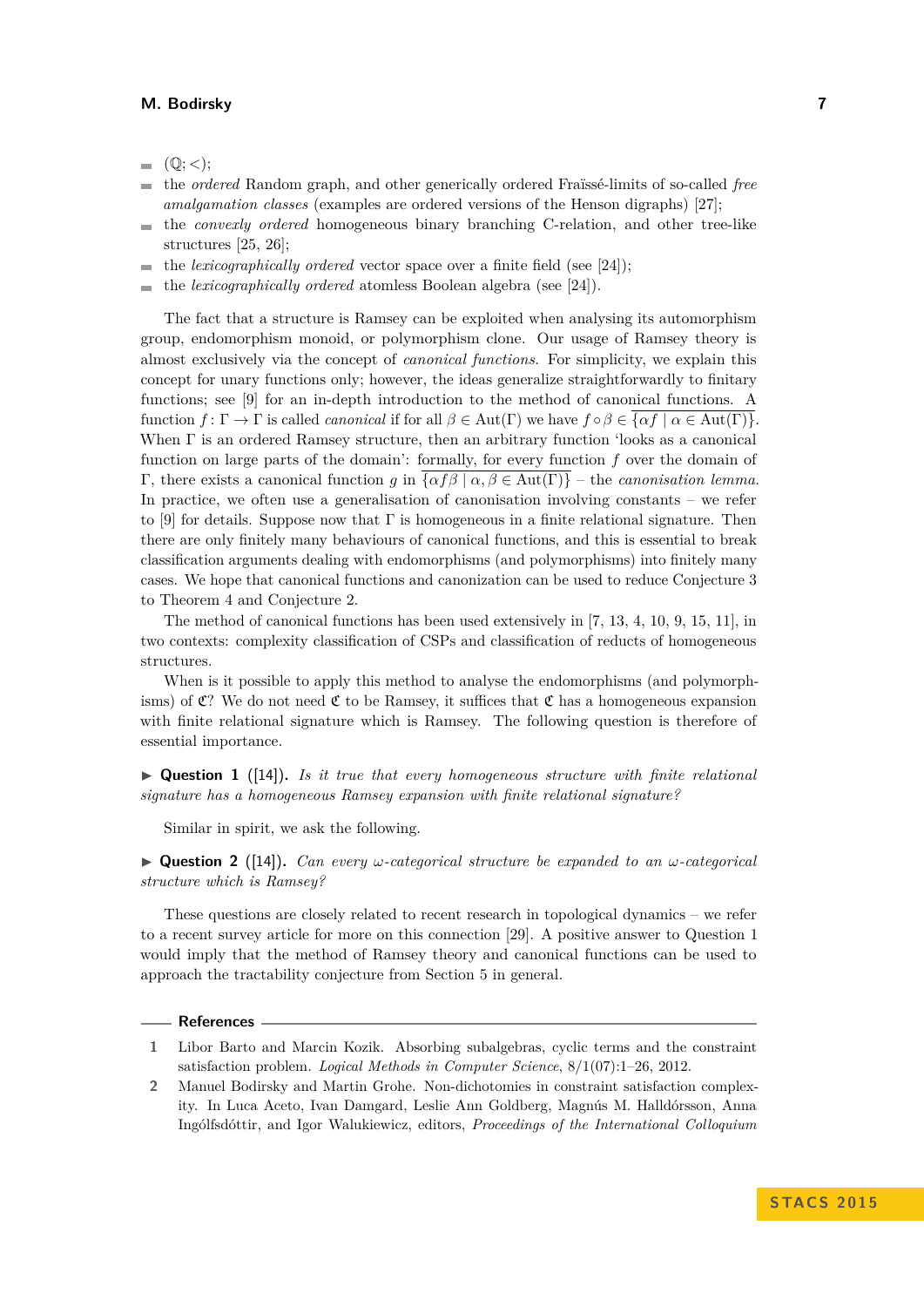- $(\mathbb{Q}; <)$;
- the *ordered* Random graph, and other generically ordered Fraïssé-limits of so-called *free amalgamation classes* (examples are ordered versions of the Henson digraphs) [27];
- the *convexly ordered* homogeneous binary branching C-relation, and other tree-like structures [25, 26];
- the *lexicographically ordered* vector space over a finite field (see [24]);
- the *lexicographically ordered* atomless Boolean algebra (see [24]).

The fact that a structure is Ramsey can be exploited when analysing its automorphism group, endomorphism monoid, or polymorphism clone. Our usage of Ramsey theory is almost exclusively via the concept of *canonical functions*. For simplicity, we explain this concept for unary functions only; however, the ideas generalize straightforwardly to finitary functions; see [9] for an in-depth introduction to the method of canonical functions. A function $f\colon \Gamma \to \Gamma$ is called *canonical* if for all $\beta \in \mathrm{Aut}(\Gamma)$ we have $f \circ \beta \in \overline{\{\alpha f \mid \alpha \in \mathrm{Aut}(\Gamma)\}}$. When $\Gamma$ is an ordered Ramsey structure, then an arbitrary function 'looks as a canonical function on large parts of the domain': formally, for every function $f$ over the domain of $\Gamma$, there exists a canonical function $g$ in $\overline{\{\alpha f \beta \mid \alpha, \beta \in \mathrm{Aut}(\Gamma)\}}$ – the *canonisation lemma*. In practice, we often use a generalisation of canonisation involving constants – we refer to [9] for details. Suppose now that $\Gamma$ is homogeneous in a finite relational signature. Then there are only finitely many behaviours of canonical functions, and this is essential to break classification arguments dealing with endomorphisms (and polymorphisms) into finitely many cases. We hope that canonical functions and canonization can be used to reduce Conjecture 3 to Theorem 4 and Conjecture 2.

The method of canonical functions has been used extensively in [7, 13, 4, 10, 9, 15, 11], in two contexts: complexity classification of CSPs and classification of reducts of homogeneous structures.

When is it possible to apply this method to analyse the endomorphisms (and polymorphisms) of $\mathfrak{C}$? We do not need $\mathfrak{C}$ to be Ramsey, it suffices that $\mathfrak{C}$ has a homogeneous expansion with finite relational signature which is Ramsey. The following question is therefore of essential importance.

▶ **Question 1** ([14]). *Is it true that every homogeneous structure with finite relational signature has a homogeneous Ramsey expansion with finite relational signature?*

Similar in spirit, we ask the following.

▶ **Question 2** ([14]). *Can every $\omega$-categorical structure be expanded to an $\omega$-categorical structure which is Ramsey?*

These questions are closely related to recent research in topological dynamics – we refer to a recent survey article for more on this connection [29]. A positive answer to Question 1 would imply that the method of Ramsey theory and canonical functions can be used to approach the tractability conjecture from Section 5 in general.

## References

1. Libor Barto and Marcin Kozik. Absorbing subalgebras, cyclic terms and the constraint satisfaction problem. *Logical Methods in Computer Science*, 8/1(07):1–26, 2012.
2. Manuel Bodirsky and Martin Grohe. Non-dichotomies in constraint satisfaction complexity. In Luca Aceto, Ivan Damgard, Leslie Ann Goldberg, Magnús M. Halldórsson, Anna Ingólfsdóttir, and Igor Walukiewicz, editors, *Proceedings of the International Colloquium*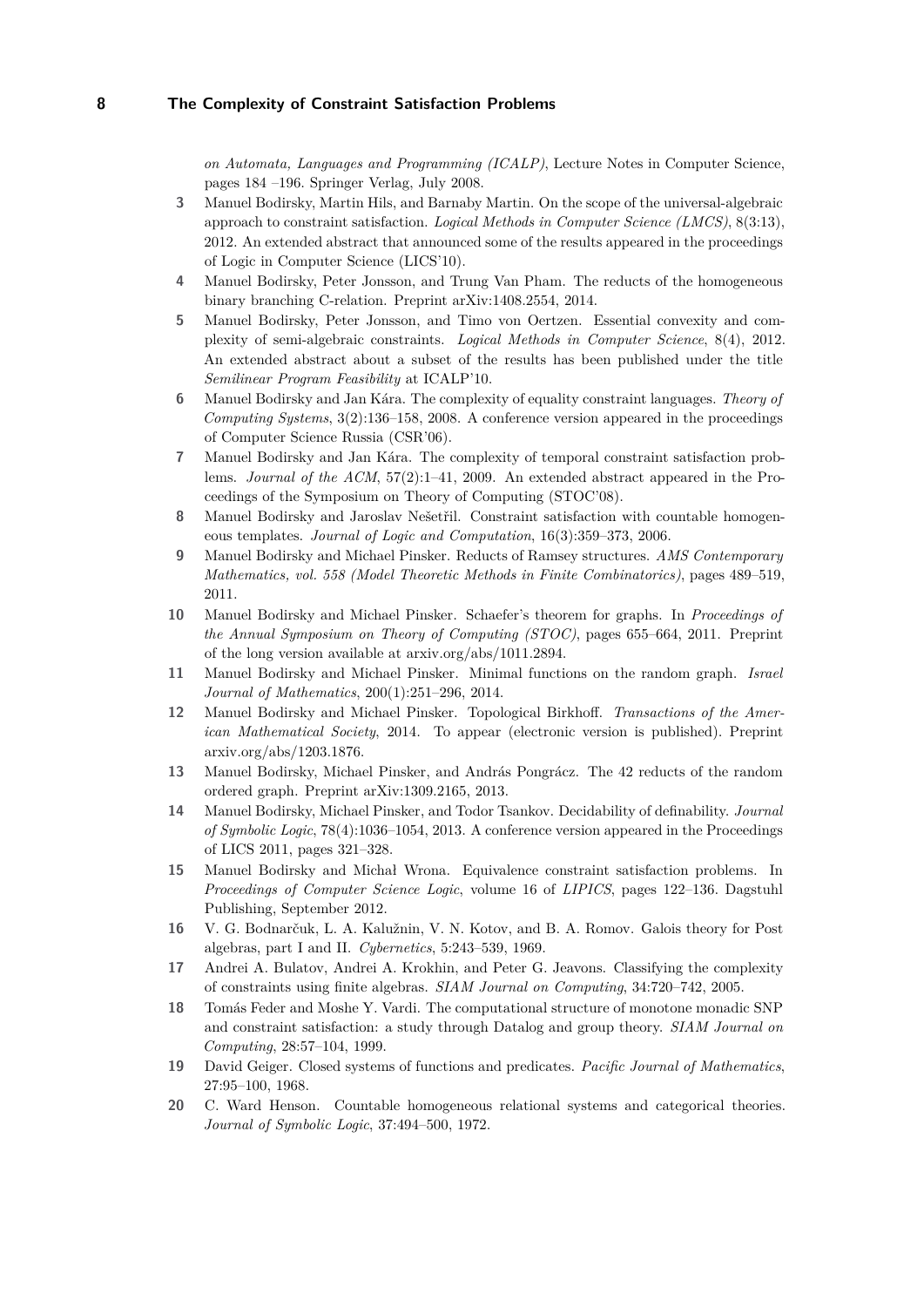*on Automata, Languages and Programming (ICALP)*, Lecture Notes in Computer Science, pages 184 –196. Springer Verlag, July 2008.

**3** Manuel Bodirsky, Martin Hils, and Barnaby Martin. On the scope of the universal-algebraic approach to constraint satisfaction. *Logical Methods in Computer Science (LMCS)*, 8(3:13), 2012. An extended abstract that announced some of the results appeared in the proceedings of Logic in Computer Science (LICS'10).

**4** Manuel Bodirsky, Peter Jonsson, and Trung Van Pham. The reducts of the homogeneous binary branching C-relation. Preprint arXiv:1408.2554, 2014.

**5** Manuel Bodirsky, Peter Jonsson, and Timo von Oertzen. Essential convexity and complexity of semi-algebraic constraints. *Logical Methods in Computer Science*, 8(4), 2012. An extended abstract about a subset of the results has been published under the title *Semilinear Program Feasibility* at ICALP'10.

**6** Manuel Bodirsky and Jan Kára. The complexity of equality constraint languages. *Theory of Computing Systems*, 3(2):136–158, 2008. A conference version appeared in the proceedings of Computer Science Russia (CSR'06).

**7** Manuel Bodirsky and Jan Kára. The complexity of temporal constraint satisfaction problems. *Journal of the ACM*, 57(2):1–41, 2009. An extended abstract appeared in the Proceedings of the Symposium on Theory of Computing (STOC'08).

**8** Manuel Bodirsky and Jaroslav Nešetřil. Constraint satisfaction with countable homogeneous templates. *Journal of Logic and Computation*, 16(3):359–373, 2006.

**9** Manuel Bodirsky and Michael Pinsker. Reducts of Ramsey structures. *AMS Contemporary Mathematics, vol. 558 (Model Theoretic Methods in Finite Combinatorics)*, pages 489–519, 2011.

**10** Manuel Bodirsky and Michael Pinsker. Schaefer's theorem for graphs. In *Proceedings of the Annual Symposium on Theory of Computing (STOC)*, pages 655–664, 2011. Preprint of the long version available at arxiv.org/abs/1011.2894.

**11** Manuel Bodirsky and Michael Pinsker. Minimal functions on the random graph. *Israel Journal of Mathematics*, 200(1):251–296, 2014.

**12** Manuel Bodirsky and Michael Pinsker. Topological Birkhoff. *Transactions of the American Mathematical Society*, 2014. To appear (electronic version is published). Preprint arxiv.org/abs/1203.1876.

**13** Manuel Bodirsky, Michael Pinsker, and András Pongrácz. The 42 reducts of the random ordered graph. Preprint arXiv:1309.2165, 2013.

**14** Manuel Bodirsky, Michael Pinsker, and Todor Tsankov. Decidability of definability. *Journal of Symbolic Logic*, 78(4):1036–1054, 2013. A conference version appeared in the Proceedings of LICS 2011, pages 321–328.

**15** Manuel Bodirsky and Michał Wrona. Equivalence constraint satisfaction problems. In *Proceedings of Computer Science Logic*, volume 16 of *LIPICS*, pages 122–136. Dagstuhl Publishing, September 2012.

**16** V. G. Bodnarčuk, L. A. Kalužnin, V. N. Kotov, and B. A. Romov. Galois theory for Post algebras, part I and II. *Cybernetics*, 5:243–539, 1969.

**17** Andrei A. Bulatov, Andrei A. Krokhin, and Peter G. Jeavons. Classifying the complexity of constraints using finite algebras. *SIAM Journal on Computing*, 34:720–742, 2005.

**18** Tomás Feder and Moshe Y. Vardi. The computational structure of monotone monadic SNP and constraint satisfaction: a study through Datalog and group theory. *SIAM Journal on Computing*, 28:57–104, 1999.

**19** David Geiger. Closed systems of functions and predicates. *Pacific Journal of Mathematics*, 27:95–100, 1968.

**20** C. Ward Henson. Countable homogeneous relational systems and categorical theories. *Journal of Symbolic Logic*, 37:494–500, 1972.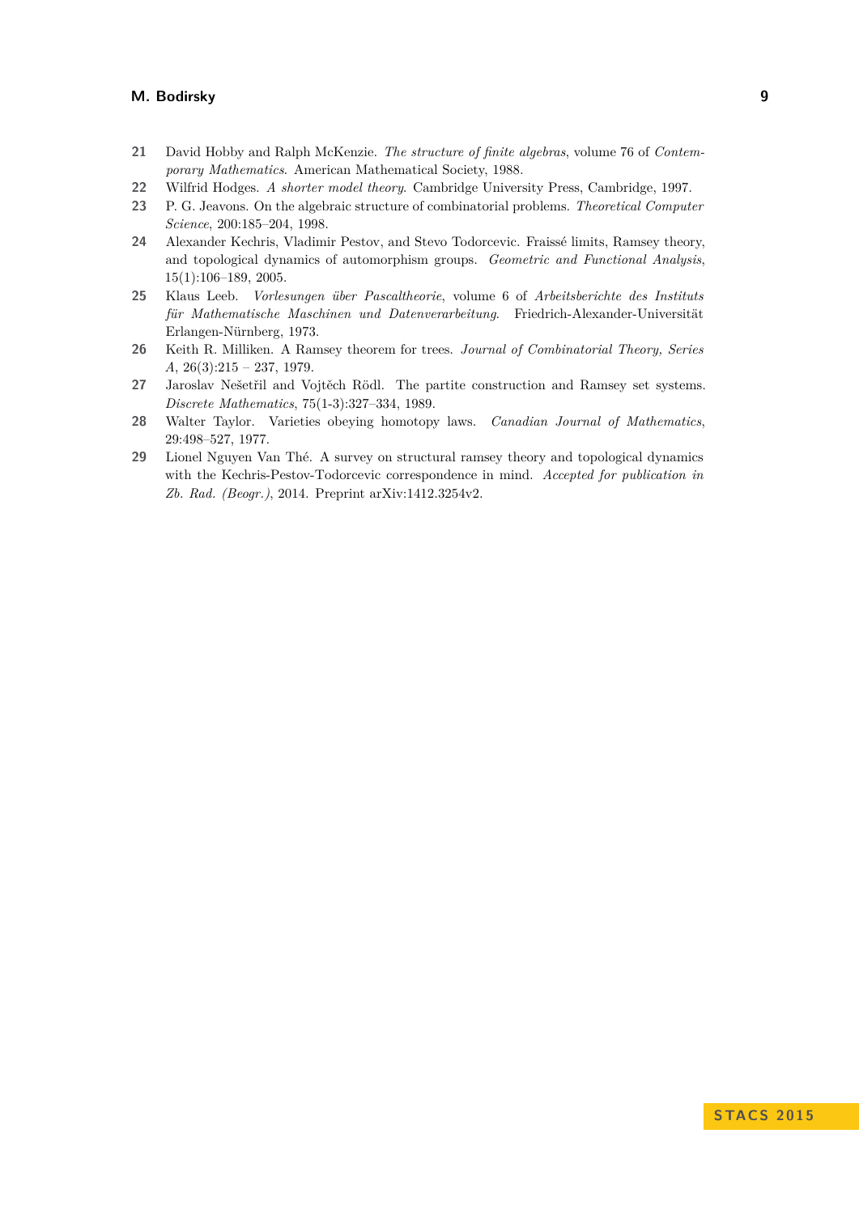21 David Hobby and Ralph McKenzie. *The structure of finite algebras*, volume 76 of *Contemporary Mathematics*. American Mathematical Society, 1988.

22 Wilfrid Hodges. *A shorter model theory*. Cambridge University Press, Cambridge, 1997.

23 P. G. Jeavons. On the algebraic structure of combinatorial problems. *Theoretical Computer Science*, 200:185–204, 1998.

24 Alexander Kechris, Vladimir Pestov, and Stevo Todorcevic. Fraissé limits, Ramsey theory, and topological dynamics of automorphism groups. *Geometric and Functional Analysis*, 15(1):106–189, 2005.

25 Klaus Leeb. *Vorlesungen über Pascaltheorie*, volume 6 of *Arbeitsberichte des Instituts für Mathematische Maschinen und Datenverarbeitung*. Friedrich-Alexander-Universität Erlangen-Nürnberg, 1973.

26 Keith R. Milliken. A Ramsey theorem for trees. *Journal of Combinatorial Theory, Series A*, 26(3):215 – 237, 1979.

27 Jaroslav Nešetřil and Vojtěch Rödl. The partite construction and Ramsey set systems. *Discrete Mathematics*, 75(1-3):327–334, 1989.

28 Walter Taylor. Varieties obeying homotopy laws. *Canadian Journal of Mathematics*, 29:498–527, 1977.

29 Lionel Nguyen Van Thé. A survey on structural ramsey theory and topological dynamics with the Kechris-Pestov-Todorcevic correspondence in mind. *Accepted for publication in Zb. Rad. (Beogr.)*, 2014. Preprint arXiv:1412.3254v2.